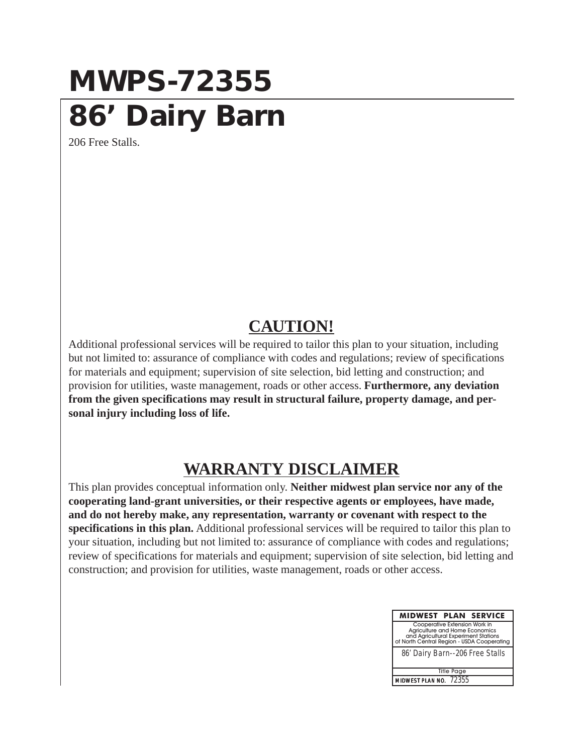# MWPS-72355

# 86’ Dairy Barn

206 Free Stalls.

## CAUTION!

Additional professional services will be required to tailor this plan to your situation, including but not limited to: assurance of compliance with codes and regulations; review of specifications for materials and equipment; supervision of site selection, bid letting and construction; and provision for utilities, waste management, roads or other access. **Furthermore, any deviation from the given specifications may result in structural failure, property damage, and personal injury including loss of life.**

## WARRANTY DISCLAIMER

This plan provides conceptual information only. **Neither midwest plan service nor any of the cooperating land-grant universities, or their respective agents or employees, have made, and do not hereby make, any representation, warranty or covenant with respect to the specifications in this plan.** Additional professional services will be required to tailor this plan to your situation, including but not limited to: assurance of compliance with codes and regulations; review of specifications for materials and equipment; supervision of site selection, bid letting and construction; and provision for utilities, waste management, roads or other access.

| MIDWEST PLAN SERVICE |
| --- |
| Cooperative Extension Work in Agriculture and Home Economics and Agricultural Experiment Stations of North Central Region - USDA Cooperating |
| 86’ Dairy Barn--206 Free Stalls |
| Title Page |
| MIDWEST PLAN NO. 72355 |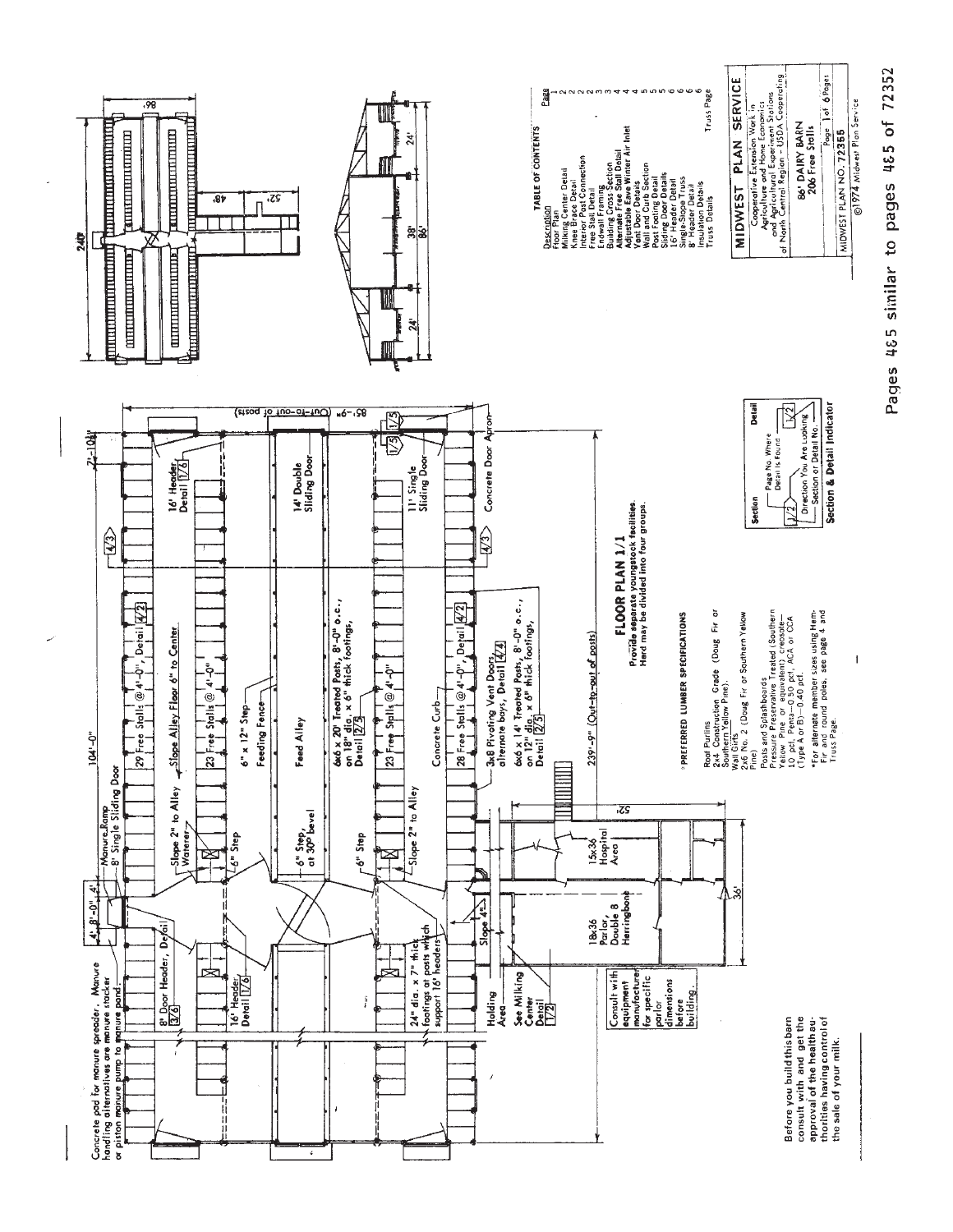Concrete pad for manure spreader. Manure handling alternatives are manure stacker or piston manure pump to manure pond.

4' 8'-0" 4'

Manure Ramp

8' Single Sliding Door

104'-0"

7'-10½"

8' Door Header, Detail 3/6

16' Header Detail 1/6

Slope 2" to Alley

Waterer

6" Step

29 Free Stalls @ 4'-0", Detail 4/2

Slope Alley Floor 6" to Center

23 Free Stalls @ 4'-0"

6" x 12" Step

Feeding Fence

16' Header Detail 1/6

4/3

6" Step, at 30° bevel

Feed Alley

6x6 x 20' Treated Posts, 8'-0" o.c., on 18" dia. x 6" thick footings, Detail 2/5

14' Double Sliding Door

85'-9" (Out-to-out of posts)

24" dia. x 7" thick footings at posts which support 16' headers

6" Step

Slope 2" to Alley

23 Free Stalls @ 4'-0"

Concrete Curb

28 Free Stalls @ 4'-0", Detail 4/2

11' Single Sliding Door

1/5 1/5 1/5

Concrete Door Apron

Slope 4"

Holding Area

See Milking Center Detail 1/2

18x36 Parlor, Double 8 Herringbone

15x36 Hospital Area

52'

36'

3x8 Pivoting Vent Doors, alternate bays, Detail 4/4

6x6 x 14' Treated Posts, 8'-0" o.c., on 12" dia. x 6" thick footings, Detail 2/5

239'-9" (Out-to-out of posts)

4/3

Consult with equipment manufacturer for specific parlor dimensions before building.

Before you build this barn consult with and get the approval of the health authorities having control of the sale of your milk.

## FLOOR PLAN 1/1

**Provide separate youngstock facilities. Herd may be divided into four groups.**

### PREFERRED LUMBER SPECIFICATIONS

Roof Purlins
2x4 Construction Grade (Doug Fir or Southern Yellow Pine)

Wall Girts
2x6 No. 2 (Doug Fir or Southern Yellow Pine)

Posts and Splashboards
Pressure Preservative Treated (Southern Yellow Pine or equivalent) creosote—10 pcf, Penta—0.50 pcf, ACA or CCA (Type A or B)—0.40 pcf.

*For alternate member sizes using Hem-Fir and round poles, see page 4 and Truss Page.

**Section & Detail Indicator**

| Section | Detail |
|---|---|
| 1/2 | 1/2 |

Page No. Where Detail Is Found

Direction You Are Looking — Section or Detail No.

240'

86'

48'

52'

38'

24'

86'

24'

### TABLE OF CONTENTS

| Description | Page |
|---|---|
| Floor Plan | 1 |
| Milking Center Detail | 2 |
| Knee Brace Detail | 2 |
| Interior Post Connection | 2 |
| Free Stall Detail | 2 |
| Endwall Framing | 3 |
| Building Cross Section | 3 |
| Alternate Free Stall Detail | 4 |
| Adjustable Eave Winter Air Inlet | 4 |
| Vent Door Details | 4 |
| Wall and Curb Section | 5 |
| Post Footing Detail | 5 |
| Sliding Door Details | 5 |
| 16' Header Detail | 6 |
| Single-Slope Truss | 6 |
| 8' Header Detail | 6 |
| Insulation Details | 6 |
| Truss Details | Truss Page |

**MIDWEST PLAN SERVICE**

Cooperative Extension Work in Agriculture and Home Economics and Agricultural Experiment Stations of North Central Region — USDA Cooperating

**86' DAIRY BARN**
**206 Free Stalls**

Page 1 of 6 Pages

MIDWEST PLAN NO. 72365

©1974 Midwest Plan Service

Pages 4&5 similar to pages 4&5 of 72352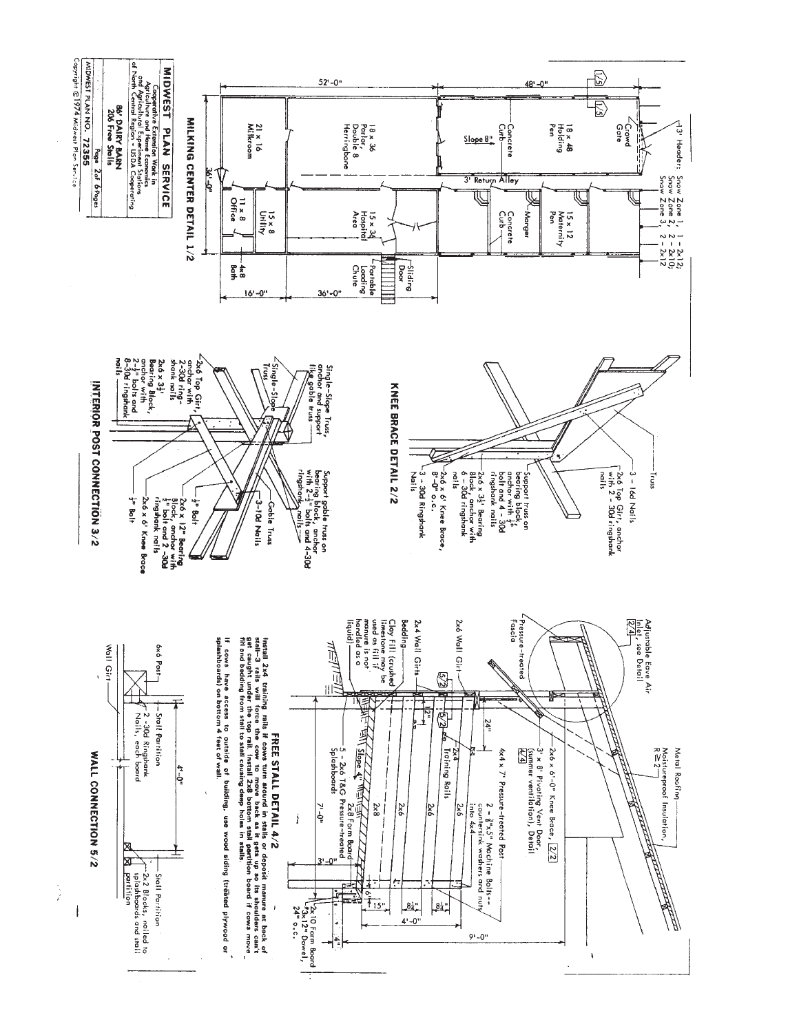## MILKING CENTER DETAIL 1/2

52'-0" | 48'-0" | 36'-0" | 16'-0" | 36'-0"

21 x 16 Milkroom

18 x 36 Parlor, Double 8 Herringbone

18 x 48 Holding Pen

Slope 8"

Concrete Curb

Crowd Gate

3' Header: Snow Zone 1, 1 - 2x12; Snow Zone 2, 2 - 2x10; Snow Zone 3, 2 - 2x12

3' Return Alley

11 x 8 Office

15 x 8 Utility

15 x 36 Hospital Area

Concrete Curb

Manger

15 x 12 Maternity Pen

4x8 Bath

Portable Loading Chute

Sliding Door

1/5

## KNEE BRACE DETAIL 2/2

Truss

3 - 16d Nails

2x6 Top Girt, anchor with 2 - 30d ringshank nails

Support truss on bearing block, anchor with ½" bolt and 4 - 30d ringshank nails

2x6 x 3½' Bearing Block, anchor with 6 - 30d ringshank nails

2x6 x 6' Knee Brace, 8'-0" o.c.

3 - 30d Ringshank Nails

## INTERIOR POST CONNECTION 3/2

Single-Slope Truss, anchor and support like gable truss

Single-Slope Truss

2x6 Top Girt, anchor with 2-30d ringshank nails

2x6 x 3½' Bearing Block, anchor with 2-½" bolts and 8-30d ringshank nails

Support gable truss on bearing block, anchor with 2-½" bolts and 4-30d ringshank nails

Gable Truss

3-10d Nails

½" Bolt

2x6 x 12" Bearing Block, anchor with ½" bolt and 2 -30d ringshank nails

2x6 x 6' Knee Brace

½" Bolt

## FREE STALL DETAIL 4/2

Adjustable Eave Air Inlet, see Detail 2/4

Pressure-treated Fascia

Metal Roofing

Moistureproof Insulation, R≥2

2x6 x 6'-0" Knee Brace, 2/2

3' x 8' Pivoting Vent Door, (summer ventilation), Detail 4/4

4x4 x 7' Pressure-treated Post

2 - ½"x5" Machine Bolts--countersink washers and nuts into 4x4

2x6 Wall Girt

2x4 Wall Girts

Bedding

Clay Fill (crushed limestone may be used as fill if manure is not handled as a liquid)

5/2

5/2

24"

12"

2x4 Training Rails

Slope 4"

2x6 | 2x6 | 2x6 | 2x8

2x8 Form Board

5 - 2x6 T&G Pressure-treated Splashboards

7'-0"

3'-0"

6" | 15" | 8½" | 8½"

4'-0"

9'-0"

2x10 Form Board

#3x12" Dowel, 24" o.c.

4"

Install 2x4 training rails if cows turn around in stalls or deposit manure at back of stall—3 rails will force the cow to move back as it gets up so its shoulders can't get caught under the top rail. Install 2x8 bottom stall partition board if cows move fill and bedding from stall to stall causing deep holes in stalls.

If cows have access to outside of building, use wood siding (treated plywood or splashboards) on bottom 4 feet of wall.

## WALL CONNECTION 5/2

6x6 Post

Stall Partition

2 -30d Ringshank Nails, each board

Wall Girt

4'-0"

Stall Partition

2x2 Blocks, nailed to splashboards and stall partition

---

**MIDWEST PLAN SERVICE**

Cooperative Extension Work in Agriculture and Home Economics and Agricultural Experiment Stations of North Central Region - USDA Cooperating

86' DAIRY BARN
206 Free Stalls

MIDWEST PLAN NO. 72355

Copyright © 1974 Midwest Plan Service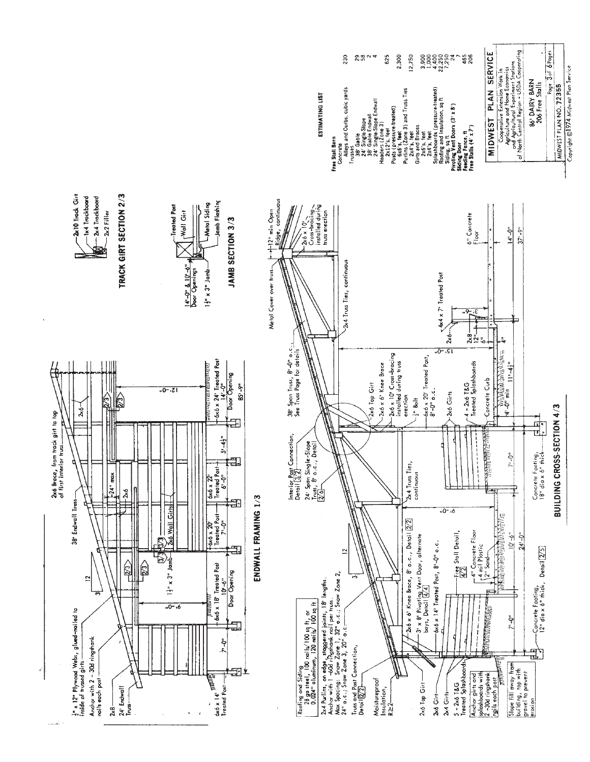## ENDWALL FRAMING 1/3

½" x 12" Plywood Webs, glued-nailed to inside of trussed girts

Anchor with 2 - 30d ringshank nails each post

2x8

24' Endwall Truss

6x6 x 14' Treated Post

38' Endwall Truss

2x6 Brace, from track girt to top of first interior truss

2x6

24" max

2x6 Wall Girts

1½" x 3" Jamb

6x6 x 18' Treated Post 10'-6" Door Opening

6x6 x 20' Treated Post 7'-0"

6x6 x 22' Treated Post 6'-0"

5'-4½"

6x6 x 24' Treated Post 14'-0" Door Opening

85'-9"

9'-6"

12'-0"

7'-0"

## TRACK GIRT SECTION 2/3

- 2x10 Track Girt
- 1x4 Trackboard
- 2x4 Trackboard
- 2x2 Filler

## JAMB SECTION 3/3

14'-0" & 10'-6" Door Openings

1½" x 3" Jamb

Treated Post

Wall Girt

Metal Siding

Jamb Flashing

## BUILDING CROSS-SECTION 4/3

Roofing and Siding
28 ga steel, 100 nails/100 sq ft, or 0.024" aluminum, 120 nails/100 sq ft

2x4 Purlins, on edge, staggered joints, 18' lengths. Anchor with 1 - 60d ringshank nail per truss. Max Spacing: Snow Zone 1, 32" o.c.; Snow Zone 2, 24" o.c.; Snow Zone 3, 20" o.c.

Truss and Post Connection, Detail 2/2

Moistureproof Insulation, R≥2

2x6 Top Girt

2x6 Girt

2x4 Girts

5 - 2x6 T&G Treated Splashboards

Anchor girts and splashboards with 2 - 30d ringshank nails each post

Slope fill away from building, top with gravel to prevent erosion

Concrete Footing, 12" dia x 6" thick, Detail 2/5

2x6 x 6' Knee Brace, 8' o.c., Detail 2/2

3' x 8' Pivoting Vent Door, alternate bays, Detail 2/4

6x6 x 14' Treated Post, 8'-0" o.c.

Free Stall Detail, 4/2

4" Concrete Floor

4 mil Plastic

2" Sand

Interior Post Connection, Detail 3/2

24' Span Single-Slope Truss, 8' o.c., Detail 2/6

38' Span Truss, 8'-0" o.c., See Truss Page for details

2x4 Truss Ties, continuous

2x6 Top Girt

2x6 x 6' Knee Brace

2x6 x 10' Cross-bracing installed during truss erection

½" Bolt

6x6 x 20' Treated Post, 8'-0" o.c.

2x6 Girts

4 - 2x6 T&G Treated Splashboards

Concrete Curb

Concrete Footing, 18" dia x 6" thick

Metal Cover over truss

12" min Open Ridge, continuous

2x6 x 10' Cross-bracing installed during truss erection

2x4 Truss Ties, continuous

4x4 x 7' Treated Post

2x6

2x8

6" Concrete Floor

9'-0"

15'-0"

12"

6"

4"

7'-0"

10'-6"

24'-0"

7'-0"

4'-0" min

11'-4½"

14'-0"

37'-9"

## ESTIMATING LIST

| Free Stall Barn | |
|---|---|
| Concrete | |
| Alleys and Curbs, cubic yards | 230 |
| Trusses | |
| 38' Gable | 29 |
| 24' Single Slope | 58 |
| 38' Gable Endwall | 2 |
| 24' Single-Slope Endwall | 4 |
| Headers (Zone 3) | |
| 2x12's, feet | 625 |
| Posts (pressure-treated) | |
| 6x6's, feet | 2,300 |
| Purlins (Zone 3) and Truss Ties | |
| 2x4's, feet | 12,750 |
| Girts and Braces | |
| 2x6's, feet | 3,900 |
| 2x4's, feet | 1,000 |
| Splashboards (pressure-treated) | 4,400 |
| Roofing and Insulation, sq ft | 22,250 |
| Siding, sq ft | 7,250 |
| Pivoting Vent Doors (3' x 8') | 24 |
| Sliding Door | 7 |
| Feeding Fence, ft | 465 |
| Free Stalls (4' x 7') | 206 |

**MIDWEST PLAN SERVICE**

Cooperative Extension Work in Agriculture and Home Economics and Agricultural Experiment Stations of North Central Region - USDA Cooperating

86' DAIRY BARN
206 Free Stalls

Page 3 of 6 Pages

MIDWEST PLAN NO. 72355

Copyright ©1974 Midwest Plan Service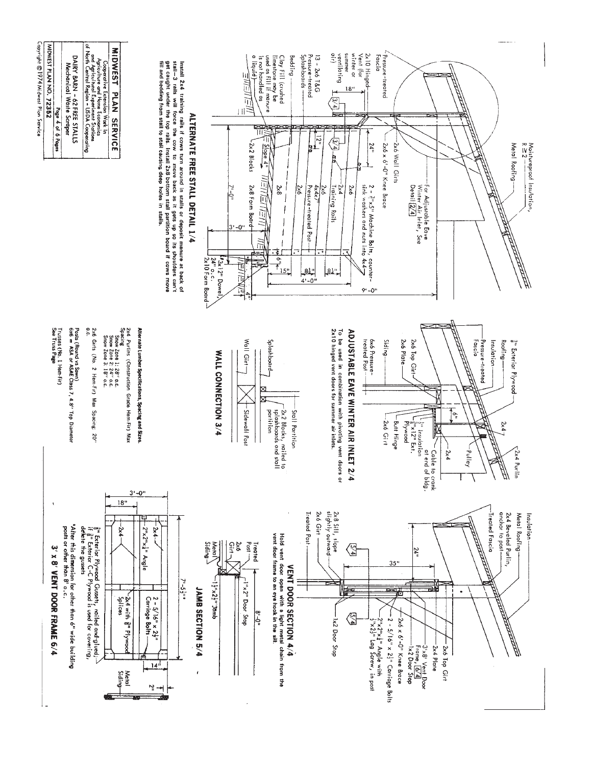## ALTERNATE FREE STALL DETAIL 1/4

Moisturproof Insulation, R ≥ 2

Metal Roofing

Pressure-treated Fascia

2x10 Hinged Vent (for winter or summer ventilating air)

18"

2x6 Wall Girts

2x6 x 6'-0" Knee Brace

For Adjustable Eave Winter Air Inlet, See Detail 2/4

2 - 3/4"x5" Machine Bolts, countersink washers and nuts into 4x4

13 - 2x6 T&G Pressure-treated Splashboards

24"

12"

2x6

2x4 Training Rails

2x6

4x4x7' Pressure-treated Post

2x6

Bedding

Clay Fill (crushed limestone may be used as fill if manure is not handled as a liquid)

2x2 Blocks

Slope 4"

2x8

2x8 Form Board

7'-0"

3'-0"

6"

15"

8 1/2"

8 1/2"

4'-0"

4"

9'-0"

1"x12" Dowel, 24" o.c.

2x10 Form Board

Install 2x4 training rails if cows turn around in stalls or deposit manure at back of stall—3 rails will force the cow to move back as it gets up so its shoulders can't get caught under the top rails. Install 2x8 bottom stall partition board if cows move fill and bedding from stall to stall causing deep holes in stalls.

## ADJUSTABLE EAVE WINTER AIR INLET 2/4

3/8" Exterior Plywood

Roofing

Insulation

Pressure-treated Fascia

2x6 Top Girt

2x6 Plate

Siding

6x6 Pressure-treated Post

2x4

2x4 Purlin

Pulley

6"

1/2" Insulation

3/8"x12" Ext. Plywood

Butt Hinge

2x6 Girt

2x4

Cable to crank at end of bldg.

To be used in combination with pivoting vent doors or 2x10 hinged vent doors for summer air inlets.

## WALL CONNECTION 3/4

Splashboard

Wall Girt

Stall Partition

2x2 Blocks, nailed to splashboards and stall partition

Sidewall Post

**Alternate Lumber Specifications, Spacing and Sizes.**

2x4 Purlins (Construction Grade Hem-Fir) Max Spacing:
- Snow Zone 1: 28" o.c.
- Snow Zone 2: 24" o.c.
- Snow Zone 3: 18" o.c.

2x6 Girts (No. 2 Hem-Fir) Max Spacing 20" o.c.

Posts (Round vs Sawn)
6x6 = ASA or ASAE Class 7, 4.8" Top Diameter

Trusses (No. 1 Hem-Fir)
See Truss Page

## VENT DOOR SECTION 4/4

Insulation

Metal Roofing

2x4 Beveled Purlin, anchor to post

Treated Fascia

24"

35"

2x6 Top Girt

2x4 Plate

3'x8' Vent Door Frame, 6/4

1x2 Door Stop

2x6 x 6'-0" Knee Brace

2 - 5/16" x 2 1/2" Carriage Bolts

2"x2"x1/4" Angle with 1/4"x2 1/2" Lag Screw, in post

2x8 Sill, slope slightly outward

2x6 Girt

Treated Post

1x2 Door Stop

Hold vent door open with a light metal chain from the vent door frame to an eye hook in the sill.

## JAMB SECTION 5/4

Treated Post

2x6 Girt

Metal Siding

1"x2" Door Stop

1 1/2"x2 1/2" Jamb

8'-0"

## 3' x 8' VENT DOOR FRAME 6/4

3'-0"

18"

2x4

2"x2"x1/4" Angle

2x4

2 - 5/16" x 2 1/2" Carriage Bolts

2x4 with 3/8" Plywood Splices

7'-5 1/2"*

14"

2"

Metal Siding

3/8" Exterior Plywood Gussets, nailed and glued; if 3/8" Exterior C-C Plywood is used for covering, delete the gussets

*Alter this dimension for other than 6" wide building posts or other than 8' o.c.

---

**MIDWEST PLAN SERVICE**

Cooperative Extension Work in Agriculture and Home Economics and Agricultural Experiment Stations of North Central Region - USDA Cooperating

DAIRY BARN - 62 FREE STALLS
Mechanical Waste Scraper

Page 4 of 6 Pages

MIDWEST PLAN NO. 72352

Copyright © 1974 Midwest Plan Service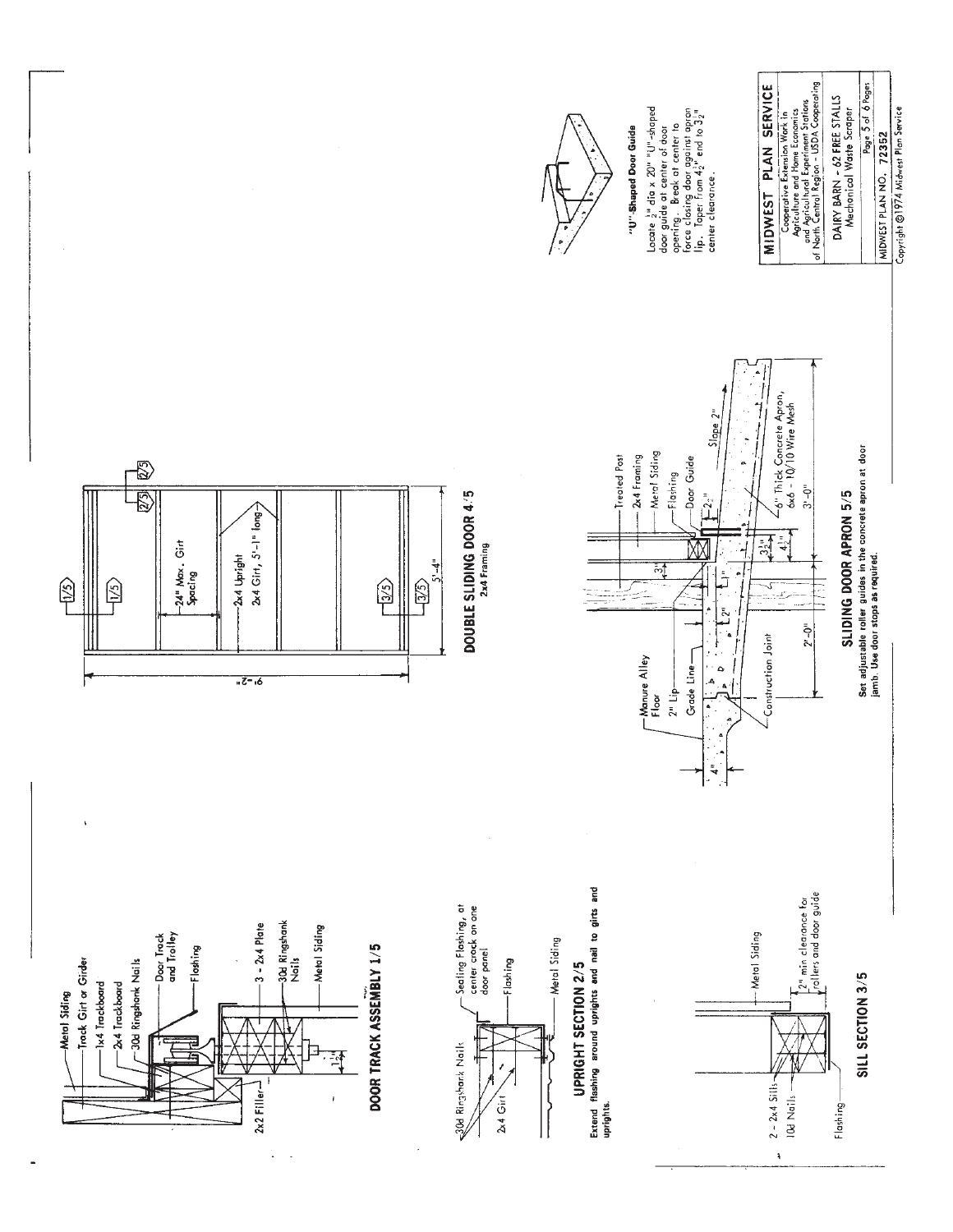## DOOR TRACK ASSEMBLY 1/5

Metal Siding
Track Girt or Girder
1x4 Trackboard
2x4 Trackboard
30d Ringshank Nails
Door Track and Trolley
Flashing
3 - 2x4 Plate
30d Ringshank Nails
Metal Siding
2x2 Filler
$1\frac{1}{4}$"

## UPRIGHT SECTION 2/5

30d Ringshank Nails
2x4 Girt
Sealing Flashing, at center crack on one door panel
Flashing
Metal Siding

Extend flashing around uprights and nail to girts and uprights.

## SILL SECTION 3/5

2 - 2x4 Sills
10d Nails
Flashing
Metal Siding
2" min clearance for rollers and door guide

## DOUBLE SLIDING DOOR 4/5

2x4 Framing

24" Max. Girt Spacing
2x4 Upright
2x4 Girt, 5'-1" long
9'-2"
5'-4"

## SLIDING DOOR APRON 5/5

Manure Alley Floor
2" Lip
Grade Line
Construction Joint
Treated Post
2x4 Framing
Metal Siding
Flashing
Door Guide
Slope 2"
6" Thick Concrete Apron, 6x6 - 10/10 Wire Mesh
4"
2'-0"
3'-0"
$3\frac{1}{2}$"
$4\frac{1}{2}$"
$2\frac{1}{2}$"
3"
1"
2"

Set adjustable roller guides in the concrete apron at door jamb. Use door stops as required.

### "U"-Shaped Door Guide

Locate $\frac{1}{2}$" dia x 20" "U"-shaped door guide at center of door opening. Break at center to force closing door against apron lip. Taper from $4\frac{1}{2}$" end to $3\frac{1}{2}$" center clearance.

**MIDWEST PLAN SERVICE**
Cooperative Extension Work in Agriculture and Home Economics and Agricultural Experiment Stations of North Central Region - USDA Cooperating

DAIRY BARN - 62 FREE STALLS
Mechanical Waste Scraper

MIDWEST PLAN NO. 72352

Copyright ©1974 Midwest Plan Service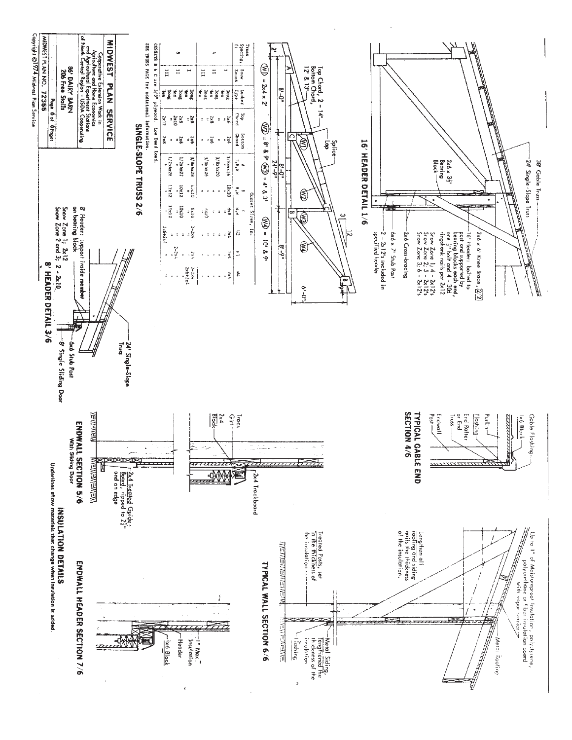## 16' HEADER DETAIL 1/6

38' Gable Truss

24' Single-Slope Truss

2x6 x 3½' Bearing Block

2x6 x 6' Knee Brace, 2/2

16' Header: bolted to post and supported by bearing blocks each end, one ½" bolt and 4 - 30d ringshank nails per 2x12

Snow Zone 1; 4 - 2x12's
Snow Zone 2; 5 - 2x12's
Snow Zone 3; 6 - 2x12's

2x6 Cross-bracing

6x6 x 7' Stub Post

2 - 2x12's included in specified header

## SINGLE-SLOPE TRUSS 2/6

Top Chord, 2 - 14'
Bottom Chord, 12' & 13'

Splice
Lap

2' | 8'-0" | 8'-0" | 8'-9"
24'-9"

3 / 12

6'-0"

(W1) = 2x4 x 2'   (W2) = 8' & 9'   (W3) = 4' & 3'   (W4) = 10' & 9'

| Truss Spacing, ft | Snow Zones | Lumber Type | Top Chord | Bottom Chord | A T,H,H | B H,H | C H,H | W2 | W3 | W4 |
|---|---|---|---|---|---|---|---|---|---|---|
| | | | | | Gusset Sizes, In. | | | | | |
| 4 | I | Doug | 2x6 | 2x4 | 3/8x4x16 | 10x10 | 8x8 | 2x4 | 2x4 | 2x6 |
| | | Hem | " | " | " | " | " | " | " | " |
| | II | Doug | " | " | 3/8x4x20 | " | " | " | " | " |
| | | Hem | 2x8 | 2x6 | " | " | " | " | " | " |
| | III | Doug | " | " | 3/8x4x26 | " | 8x10 | " | " | " |
| | | Hem | " | " | " | " | " | " | " | " |
| 8 | I | Doug | 2x8 | 2x6 | 3/8x4x28 | 10x10 | 8x10 | 2-2x4 | 2x4 | 2-2x4 |
| | | Hem | " | " | " | " | " | " | " | 2x6+2x4 |
| | II | Doug | 2x8 | 2x6 | 1/2x4x22 | 10x12 | 10x10 | " | " | " |
| | | Hem | 2x10 | " | " | " | " | " | 2-2x4 | " |
| | III | Doug | " | " | 1/2x4x26 | 12x12 | 10x12 | " | " | " |
| | | Hem | 2x12 | 2x8 | " | " | " | " | " | 2x6+2x4 |

GUSSETS B & C are 3/8" plywood. Low Dead Load.
SEE TRUSS PAGE for additional information.

## 8' HEADER DETAIL 3/6

24' Single-Slope Truss

8' Header: support inside member on bearing block

Snow Zone 1; 2x12
Snow Zone 2 and 3; 2 - 2x10

6x6 Stub Post

8' Single Sliding Door

## TYPICAL GABLE END SECTION 4/6

Gable Flashing
1x6 Block
Purlin
Flashing
End Rafter or End Truss
Endwall Post

## ENDWALL SECTION 5/6
With Sliding Door

Track Girt
2x4 Block
2x4 Trackboard
2x4 Treated Guide-Board, ripped to 2¼" and on edge

## INSULATION DETAILS

## TYPICAL WALL SECTION 6/6

Up to 1" of Moistureproof Insulation: polystyrene, polyurethane or fiber insulation board with vapor barrier

Metal Roofing

Lengthen all roofing and siding nails the thickness of the insulation.

Treated Posts, set in the thickness of the insulation

Metal Siding, lengthened the thickness of the insulation

Flashing

## ENDWALL HEADER SECTION 7/6

1" Max. Insulation
Header
1x6 Block

Underlines show materials that change when insulation is added.

**MIDWEST PLAN SERVICE**

Cooperative Extension Work in Agriculture and Home Economics and Agricultural Experiment Stations of North Central Region - USDA Cooperating

**86' DAIRY BARN**
**206 Free Stalls**

Page 6 of 6 pages

MIDWEST PLAN NO. 72355

Copyright ©1974 Midwest Plan Service